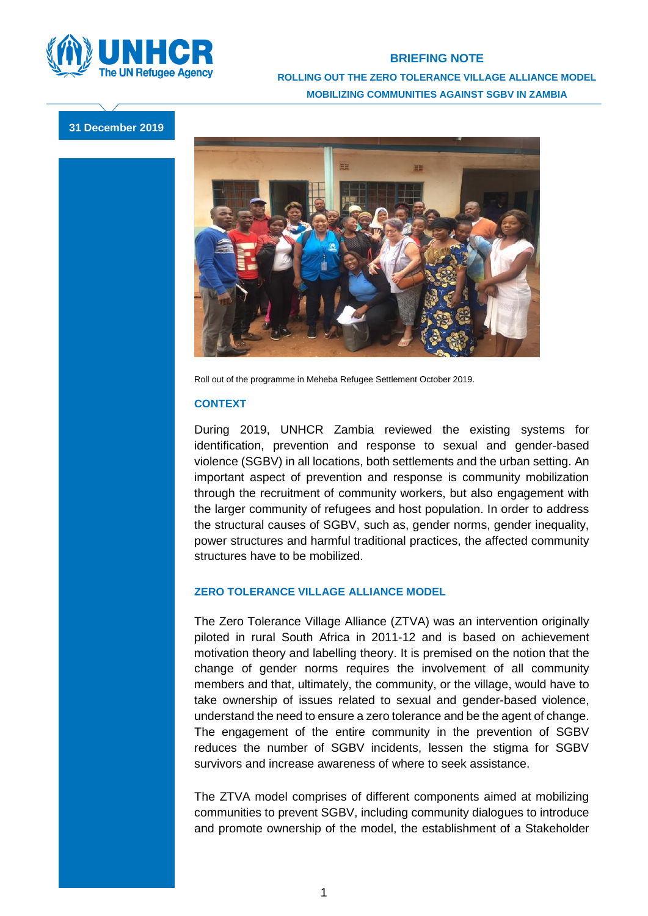UNHCR The UN Refugee Agency

# BRIEFING NOTE

## ROLLING OUT THE ZERO TOLERANCE VILLAGE ALLIANCE MODEL

## MOBILIZING COMMUNITIES AGAINST SGBV IN ZAMBIA

**31 December 2019**

Roll out of the programme in Meheba Refugee Settlement October 2019.

### CONTEXT

During 2019, UNHCR Zambia reviewed the existing systems for identification, prevention and response to sexual and gender-based violence (SGBV) in all locations, both settlements and the urban setting. An important aspect of prevention and response is community mobilization through the recruitment of community workers, but also engagement with the larger community of refugees and host population. In order to address the structural causes of SGBV, such as, gender norms, gender inequality, power structures and harmful traditional practices, the affected community structures have to be mobilized.

### ZERO TOLERANCE VILLAGE ALLIANCE MODEL

The Zero Tolerance Village Alliance (ZTVA) was an intervention originally piloted in rural South Africa in 2011-12 and is based on achievement motivation theory and labelling theory. It is premised on the notion that the change of gender norms requires the involvement of all community members and that, ultimately, the community, or the village, would have to take ownership of issues related to sexual and gender-based violence, understand the need to ensure a zero tolerance and be the agent of change. The engagement of the entire community in the prevention of SGBV reduces the number of SGBV incidents, lessen the stigma for SGBV survivors and increase awareness of where to seek assistance.

The ZTVA model comprises of different components aimed at mobilizing communities to prevent SGBV, including community dialogues to introduce and promote ownership of the model, the establishment of a Stakeholder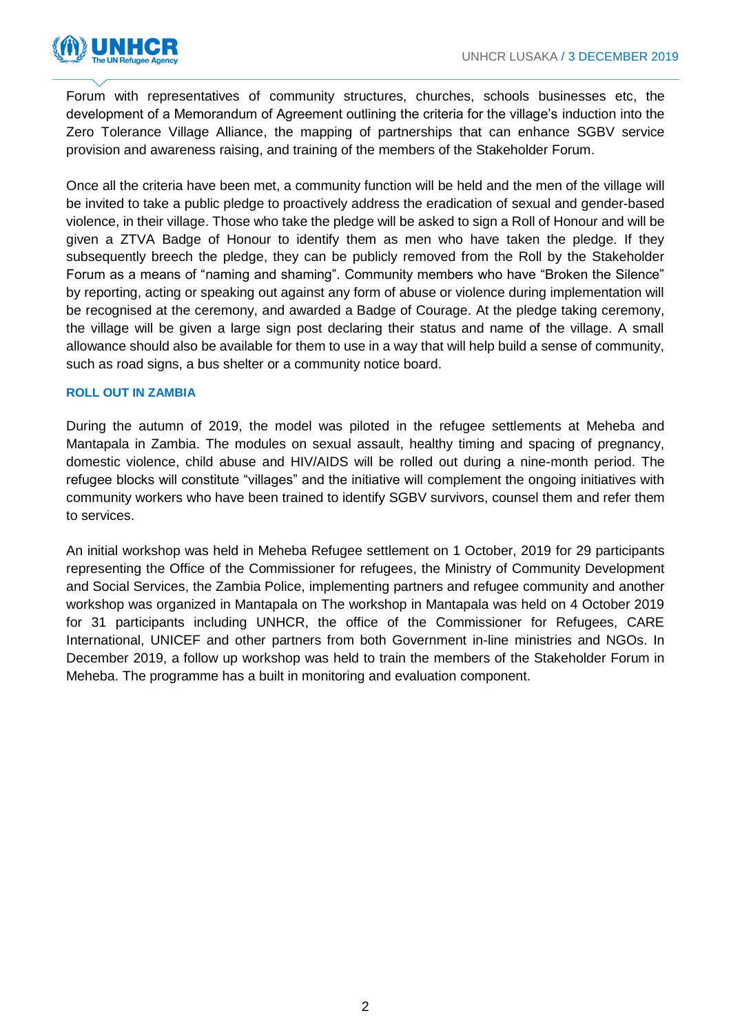Forum with representatives of community structures, churches, schools businesses etc, the development of a Memorandum of Agreement outlining the criteria for the village's induction into the Zero Tolerance Village Alliance, the mapping of partnerships that can enhance SGBV service provision and awareness raising, and training of the members of the Stakeholder Forum.

Once all the criteria have been met, a community function will be held and the men of the village will be invited to take a public pledge to proactively address the eradication of sexual and gender-based violence, in their village. Those who take the pledge will be asked to sign a Roll of Honour and will be given a ZTVA Badge of Honour to identify them as men who have taken the pledge. If they subsequently breech the pledge, they can be publicly removed from the Roll by the Stakeholder Forum as a means of "naming and shaming". Community members who have "Broken the Silence" by reporting, acting or speaking out against any form of abuse or violence during implementation will be recognised at the ceremony, and awarded a Badge of Courage. At the pledge taking ceremony, the village will be given a large sign post declaring their status and name of the village. A small allowance should also be available for them to use in a way that will help build a sense of community, such as road signs, a bus shelter or a community notice board.

### ROLL OUT IN ZAMBIA

During the autumn of 2019, the model was piloted in the refugee settlements at Meheba and Mantapala in Zambia. The modules on sexual assault, healthy timing and spacing of pregnancy, domestic violence, child abuse and HIV/AIDS will be rolled out during a nine-month period. The refugee blocks will constitute "villages" and the initiative will complement the ongoing initiatives with community workers who have been trained to identify SGBV survivors, counsel them and refer them to services.

An initial workshop was held in Meheba Refugee settlement on 1 October, 2019 for 29 participants representing the Office of the Commissioner for refugees, the Ministry of Community Development and Social Services, the Zambia Police, implementing partners and refugee community and another workshop was organized in Mantapala on The workshop in Mantapala was held on 4 October 2019 for 31 participants including UNHCR, the office of the Commissioner for Refugees, CARE International, UNICEF and other partners from both Government in-line ministries and NGOs. In December 2019, a follow up workshop was held to train the members of the Stakeholder Forum in Meheba. The programme has a built in monitoring and evaluation component.